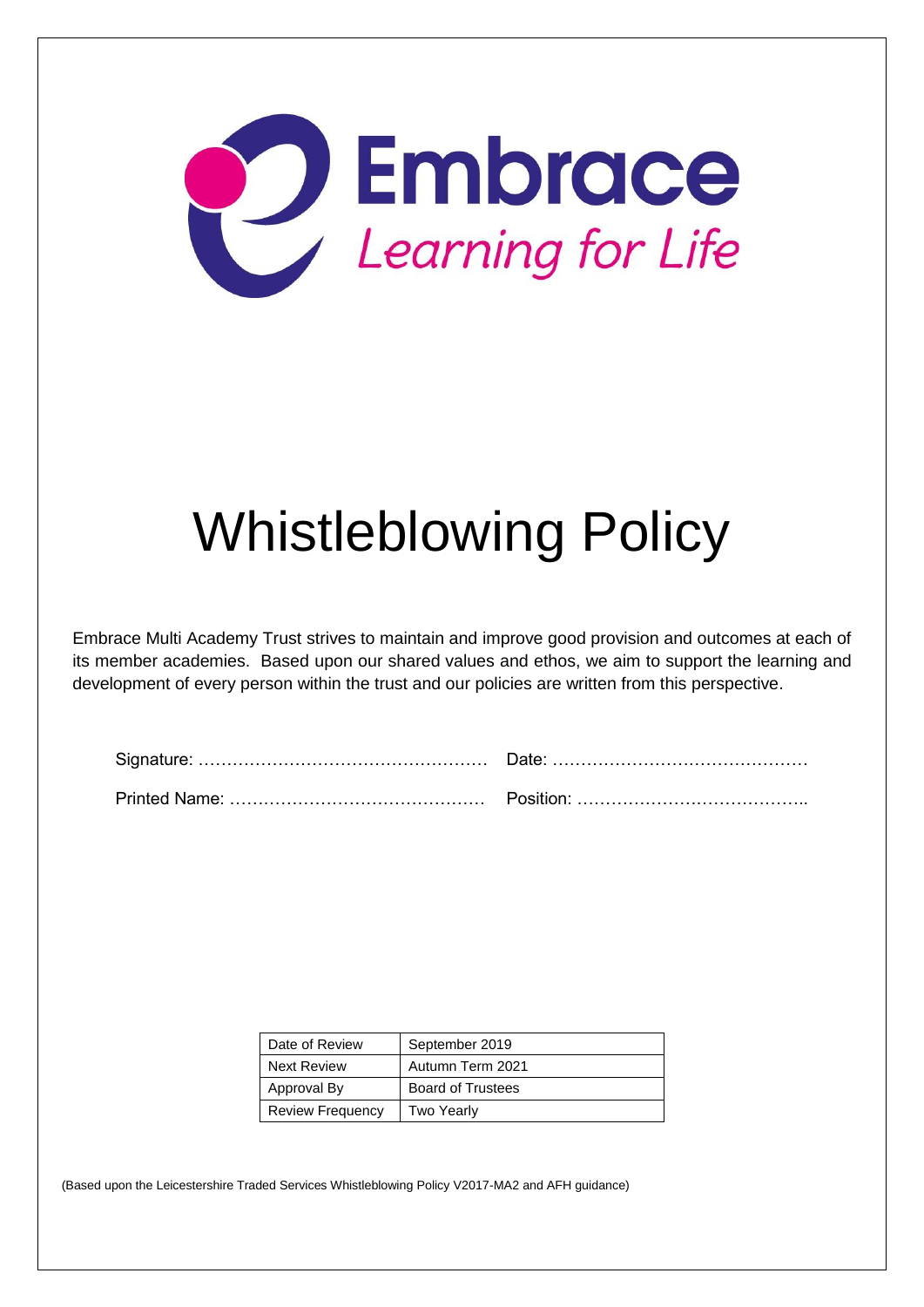Embrace
*Learning for Life*

# Whistleblowing Policy

Embrace Multi Academy Trust strives to maintain and improve good provision and outcomes at each of its member academies. Based upon our shared values and ethos, we aim to support the learning and development of every person within the trust and our policies are written from this perspective.

Signature: …………………………………………… Date: ………………………………………

Printed Name: ……………………………………… Position: …………………………………..

| Date of Review | September 2019 |
|---|---|
| Next Review | Autumn Term 2021 |
| Approval By | Board of Trustees |
| Review Frequency | Two Yearly |

(Based upon the Leicestershire Traded Services Whistleblowing Policy V2017-MA2 and AFH guidance)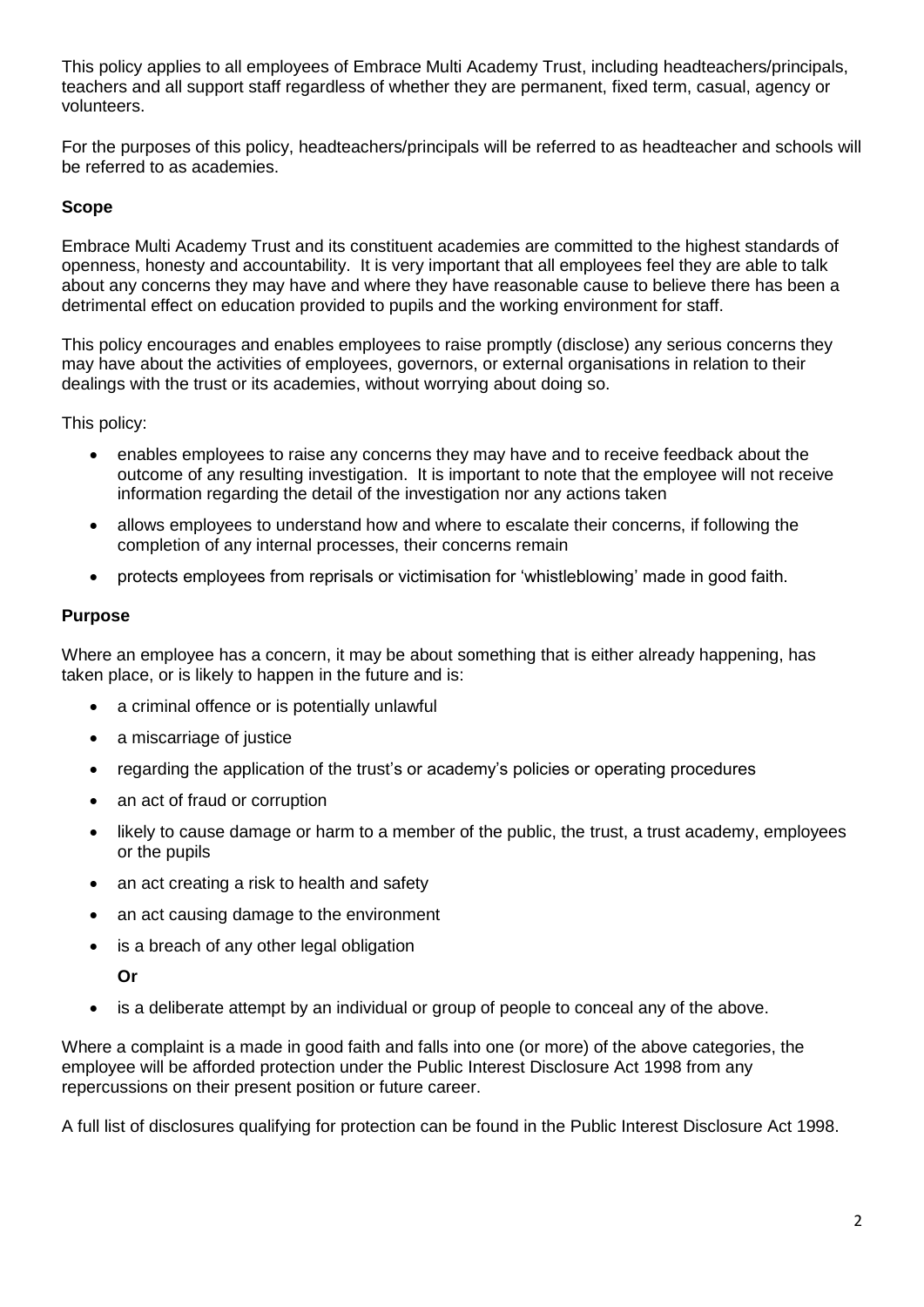This policy applies to all employees of Embrace Multi Academy Trust, including headteachers/principals, teachers and all support staff regardless of whether they are permanent, fixed term, casual, agency or volunteers.

For the purposes of this policy, headteachers/principals will be referred to as headteacher and schools will be referred to as academies.

**Scope**

Embrace Multi Academy Trust and its constituent academies are committed to the highest standards of openness, honesty and accountability. It is very important that all employees feel they are able to talk about any concerns they may have and where they have reasonable cause to believe there has been a detrimental effect on education provided to pupils and the working environment for staff.

This policy encourages and enables employees to raise promptly (disclose) any serious concerns they may have about the activities of employees, governors, or external organisations in relation to their dealings with the trust or its academies, without worrying about doing so.

This policy:

- enables employees to raise any concerns they may have and to receive feedback about the outcome of any resulting investigation. It is important to note that the employee will not receive information regarding the detail of the investigation nor any actions taken
- allows employees to understand how and where to escalate their concerns, if following the completion of any internal processes, their concerns remain
- protects employees from reprisals or victimisation for 'whistleblowing' made in good faith.

**Purpose**

Where an employee has a concern, it may be about something that is either already happening, has taken place, or is likely to happen in the future and is:

- a criminal offence or is potentially unlawful
- a miscarriage of justice
- regarding the application of the trust's or academy's policies or operating procedures
- an act of fraud or corruption
- likely to cause damage or harm to a member of the public, the trust, a trust academy, employees or the pupils
- an act creating a risk to health and safety
- an act causing damage to the environment
- is a breach of any other legal obligation

  **Or**

- is a deliberate attempt by an individual or group of people to conceal any of the above.

Where a complaint is a made in good faith and falls into one (or more) of the above categories, the employee will be afforded protection under the Public Interest Disclosure Act 1998 from any repercussions on their present position or future career.

A full list of disclosures qualifying for protection can be found in the Public Interest Disclosure Act 1998.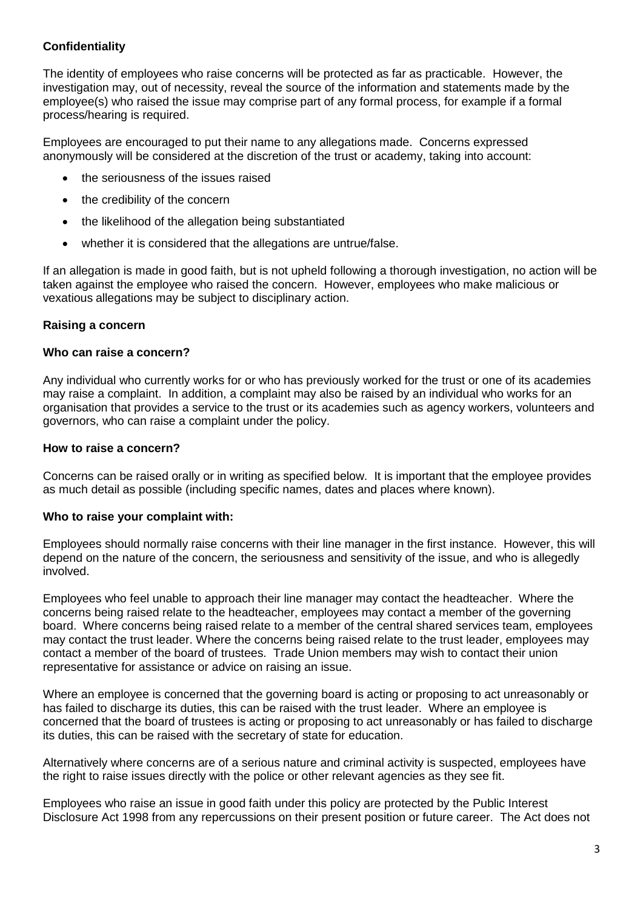**Confidentiality**

The identity of employees who raise concerns will be protected as far as practicable. However, the investigation may, out of necessity, reveal the source of the information and statements made by the employee(s) who raised the issue may comprise part of any formal process, for example if a formal process/hearing is required.

Employees are encouraged to put their name to any allegations made. Concerns expressed anonymously will be considered at the discretion of the trust or academy, taking into account:

- the seriousness of the issues raised
- the credibility of the concern
- the likelihood of the allegation being substantiated
- whether it is considered that the allegations are untrue/false.

If an allegation is made in good faith, but is not upheld following a thorough investigation, no action will be taken against the employee who raised the concern. However, employees who make malicious or vexatious allegations may be subject to disciplinary action.

**Raising a concern**

**Who can raise a concern?**

Any individual who currently works for or who has previously worked for the trust or one of its academies may raise a complaint. In addition, a complaint may also be raised by an individual who works for an organisation that provides a service to the trust or its academies such as agency workers, volunteers and governors, who can raise a complaint under the policy.

**How to raise a concern?**

Concerns can be raised orally or in writing as specified below. It is important that the employee provides as much detail as possible (including specific names, dates and places where known).

**Who to raise your complaint with:**

Employees should normally raise concerns with their line manager in the first instance. However, this will depend on the nature of the concern, the seriousness and sensitivity of the issue, and who is allegedly involved.

Employees who feel unable to approach their line manager may contact the headteacher. Where the concerns being raised relate to the headteacher, employees may contact a member of the governing board. Where concerns being raised relate to a member of the central shared services team, employees may contact the trust leader. Where the concerns being raised relate to the trust leader, employees may contact a member of the board of trustees. Trade Union members may wish to contact their union representative for assistance or advice on raising an issue.

Where an employee is concerned that the governing board is acting or proposing to act unreasonably or has failed to discharge its duties, this can be raised with the trust leader. Where an employee is concerned that the board of trustees is acting or proposing to act unreasonably or has failed to discharge its duties, this can be raised with the secretary of state for education.

Alternatively where concerns are of a serious nature and criminal activity is suspected, employees have the right to raise issues directly with the police or other relevant agencies as they see fit.

Employees who raise an issue in good faith under this policy are protected by the Public Interest Disclosure Act 1998 from any repercussions on their present position or future career. The Act does not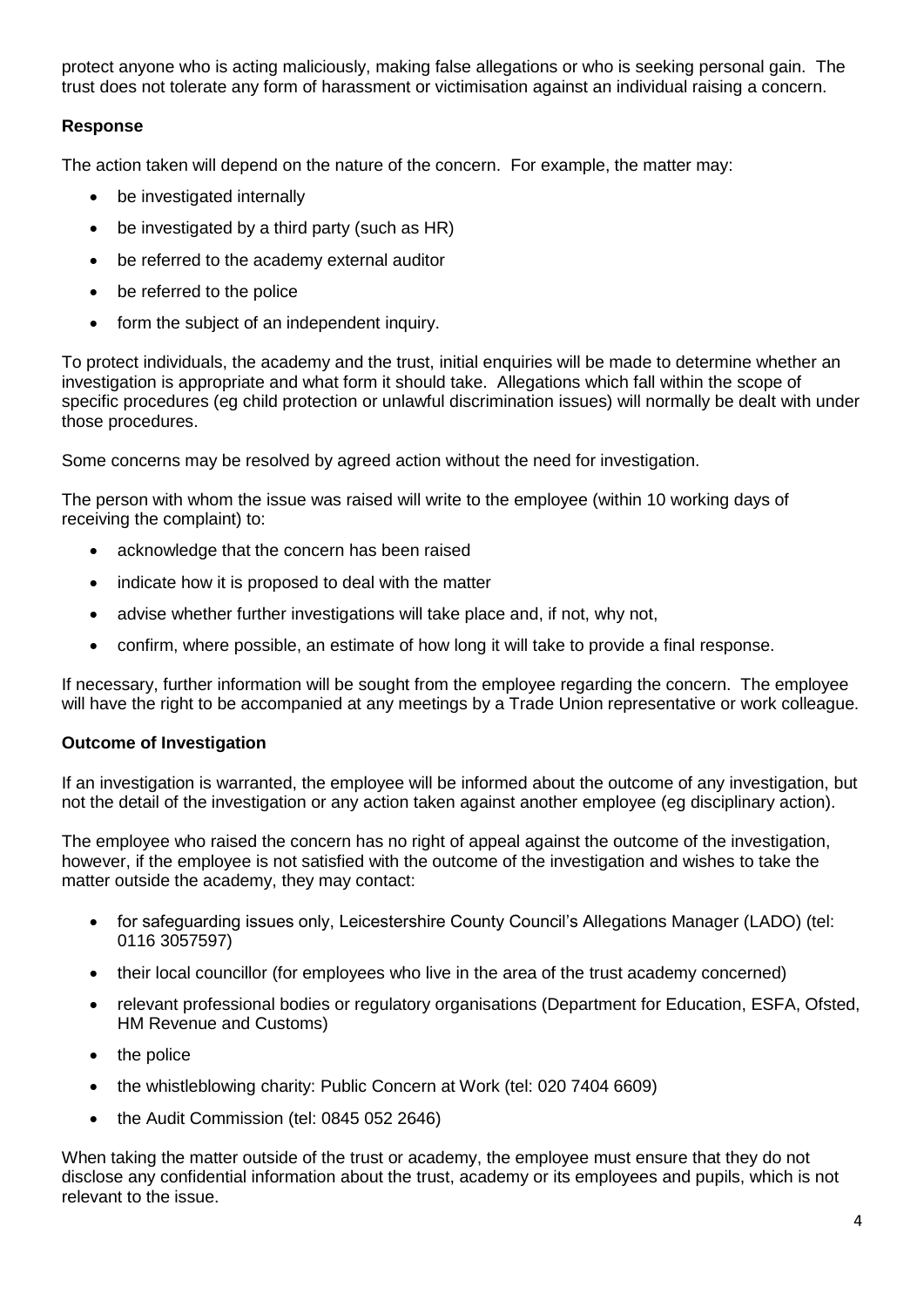protect anyone who is acting maliciously, making false allegations or who is seeking personal gain. The trust does not tolerate any form of harassment or victimisation against an individual raising a concern.

**Response**

The action taken will depend on the nature of the concern. For example, the matter may:

- be investigated internally
- be investigated by a third party (such as HR)
- be referred to the academy external auditor
- be referred to the police
- form the subject of an independent inquiry.

To protect individuals, the academy and the trust, initial enquiries will be made to determine whether an investigation is appropriate and what form it should take. Allegations which fall within the scope of specific procedures (eg child protection or unlawful discrimination issues) will normally be dealt with under those procedures.

Some concerns may be resolved by agreed action without the need for investigation.

The person with whom the issue was raised will write to the employee (within 10 working days of receiving the complaint) to:

- acknowledge that the concern has been raised
- indicate how it is proposed to deal with the matter
- advise whether further investigations will take place and, if not, why not,
- confirm, where possible, an estimate of how long it will take to provide a final response.

If necessary, further information will be sought from the employee regarding the concern. The employee will have the right to be accompanied at any meetings by a Trade Union representative or work colleague.

**Outcome of Investigation**

If an investigation is warranted, the employee will be informed about the outcome of any investigation, but not the detail of the investigation or any action taken against another employee (eg disciplinary action).

The employee who raised the concern has no right of appeal against the outcome of the investigation, however, if the employee is not satisfied with the outcome of the investigation and wishes to take the matter outside the academy, they may contact:

- for safeguarding issues only, Leicestershire County Council's Allegations Manager (LADO) (tel: 0116 3057597)
- their local councillor (for employees who live in the area of the trust academy concerned)
- relevant professional bodies or regulatory organisations (Department for Education, ESFA, Ofsted, HM Revenue and Customs)
- the police
- the whistleblowing charity: Public Concern at Work (tel: 020 7404 6609)
- the Audit Commission (tel: 0845 052 2646)

When taking the matter outside of the trust or academy, the employee must ensure that they do not disclose any confidential information about the trust, academy or its employees and pupils, which is not relevant to the issue.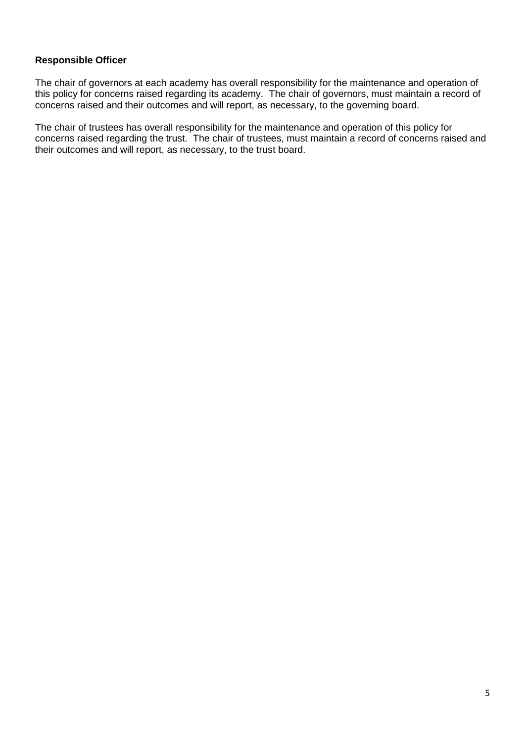**Responsible Officer**

The chair of governors at each academy has overall responsibility for the maintenance and operation of this policy for concerns raised regarding its academy. The chair of governors, must maintain a record of concerns raised and their outcomes and will report, as necessary, to the governing board.

The chair of trustees has overall responsibility for the maintenance and operation of this policy for concerns raised regarding the trust. The chair of trustees, must maintain a record of concerns raised and their outcomes and will report, as necessary, to the trust board.